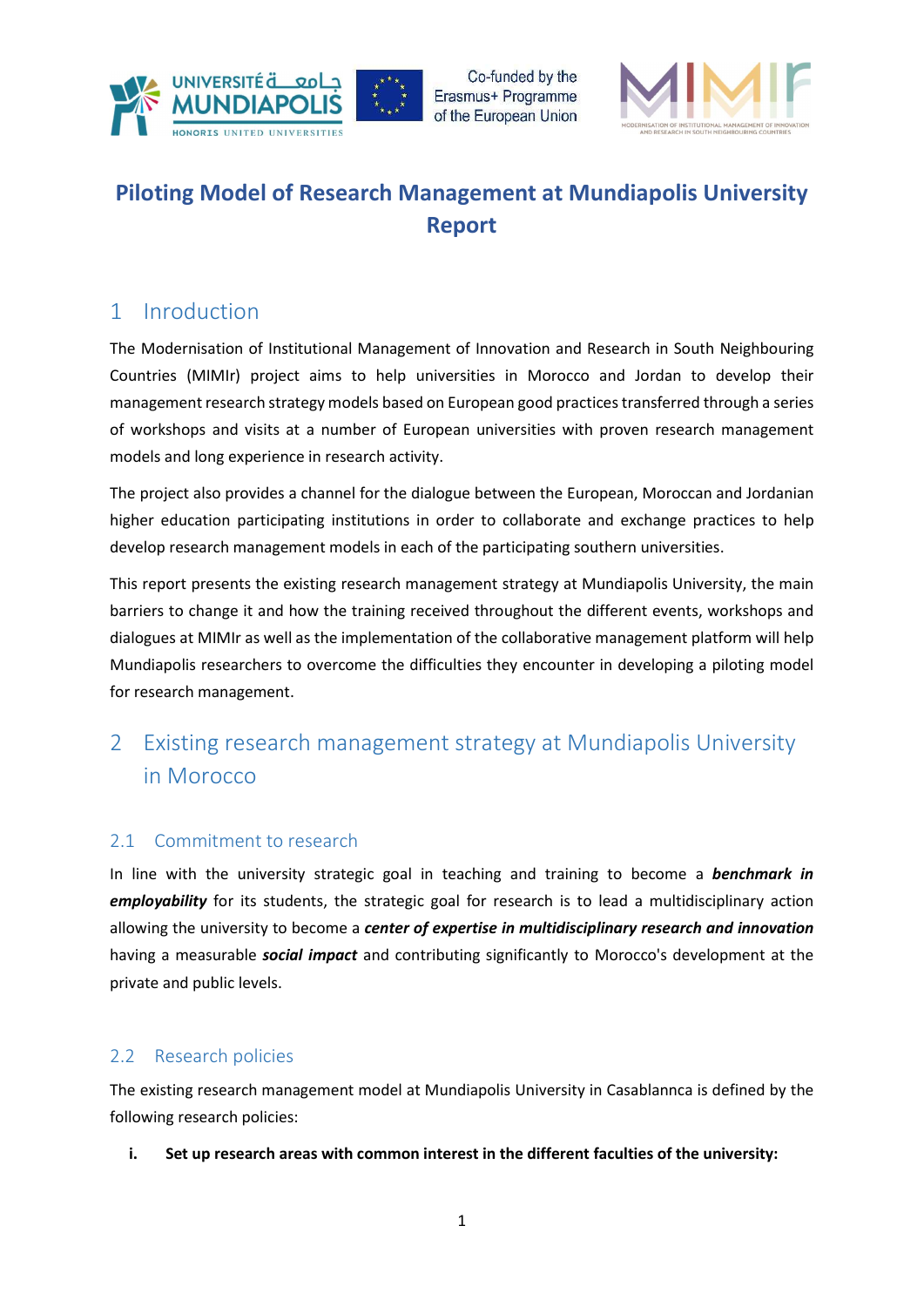# Piloting Model of Research Management at Mundiapolis University Report

## 1 Inroduction

The Modernisation of Institutional Management of Innovation and Research in South Neighbouring Countries (MIMIr) project aims to help universities in Morocco and Jordan to develop their management research strategy models based on European good practices transferred through a series of workshops and visits at a number of European universities with proven research management models and long experience in research activity.

The project also provides a channel for the dialogue between the European, Moroccan and Jordanian higher education participating institutions in order to collaborate and exchange practices to help develop research management models in each of the participating southern universities.

This report presents the existing research management strategy at Mundiapolis University, the main barriers to change it and how the training received throughout the different events, workshops and dialogues at MIMIr as well as the implementation of the collaborative management platform will help Mundiapolis researchers to overcome the difficulties they encounter in developing a piloting model for research management.

## 2 Existing research management strategy at Mundiapolis University in Morocco

### 2.1 Commitment to research

In line with the university strategic goal in teaching and training to become a ***benchmark in employability*** for its students, the strategic goal for research is to lead a multidisciplinary action allowing the university to become a ***center of expertise in multidisciplinary research and innovation*** having a measurable ***social impact*** and contributing significantly to Morocco's development at the private and public levels.

### 2.2 Research policies

The existing research management model at Mundiapolis University in Casablannca is defined by the following research policies:

**i. Set up research areas with common interest in the different faculties of the university:**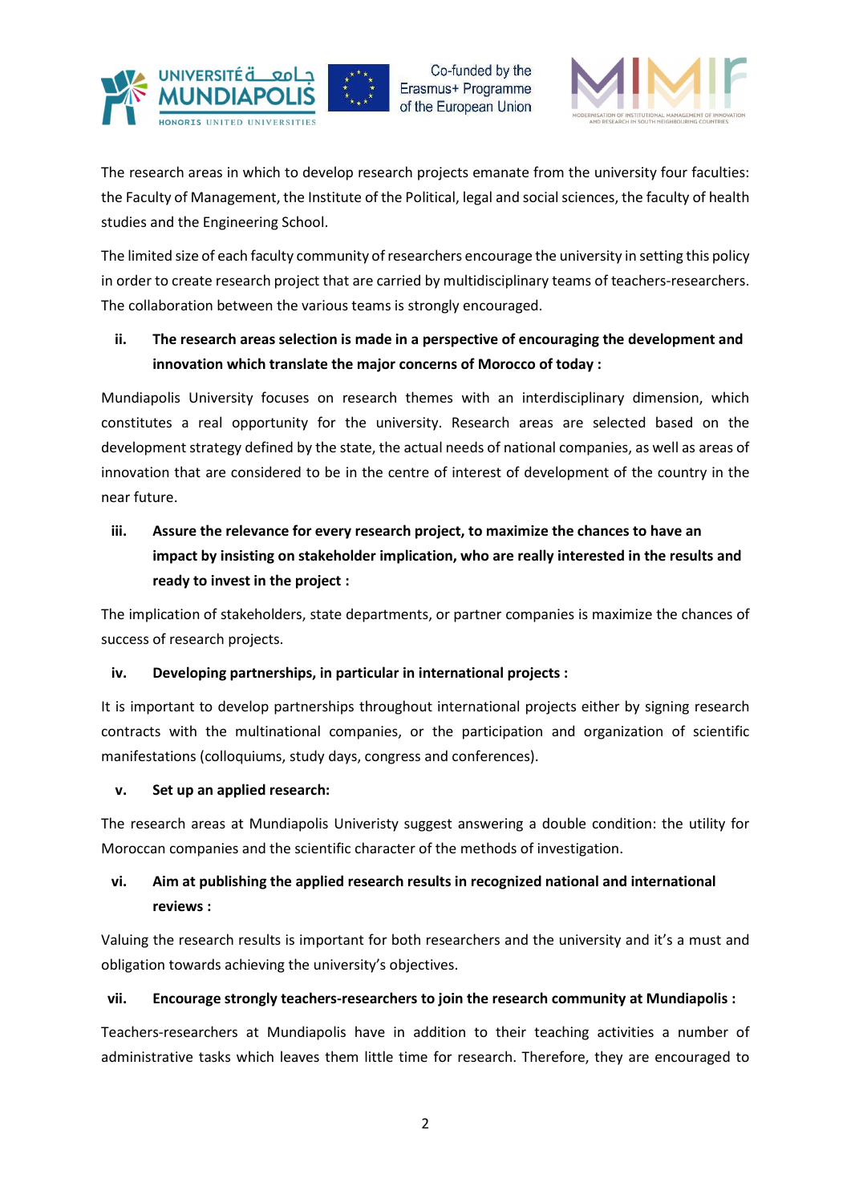The research areas in which to develop research projects emanate from the university four faculties: the Faculty of Management, the Institute of the Political, legal and social sciences, the faculty of health studies and the Engineering School.

The limited size of each faculty community of researchers encourage the university in setting this policy in order to create research project that are carried by multidisciplinary teams of teachers-researchers. The collaboration between the various teams is strongly encouraged.

ii. **The research areas selection is made in a perspective of encouraging the development and innovation which translate the major concerns of Morocco of today :**

Mundiapolis University focuses on research themes with an interdisciplinary dimension, which constitutes a real opportunity for the university. Research areas are selected based on the development strategy defined by the state, the actual needs of national companies, as well as areas of innovation that are considered to be in the centre of interest of development of the country in the near future.

iii. **Assure the relevance for every research project, to maximize the chances to have an impact by insisting on stakeholder implication, who are really interested in the results and ready to invest in the project :**

The implication of stakeholders, state departments, or partner companies is maximize the chances of success of research projects.

iv. **Developing partnerships, in particular in international projects :**

It is important to develop partnerships throughout international projects either by signing research contracts with the multinational companies, or the participation and organization of scientific manifestations (colloquiums, study days, congress and conferences).

v. **Set up an applied research:**

The research areas at Mundiapolis Univeristy suggest answering a double condition: the utility for Moroccan companies and the scientific character of the methods of investigation.

vi. **Aim at publishing the applied research results in recognized national and international reviews :**

Valuing the research results is important for both researchers and the university and it's a must and obligation towards achieving the university's objectives.

vii. **Encourage strongly teachers-researchers to join the research community at Mundiapolis :**

Teachers-researchers at Mundiapolis have in addition to their teaching activities a number of administrative tasks which leaves them little time for research. Therefore, they are encouraged to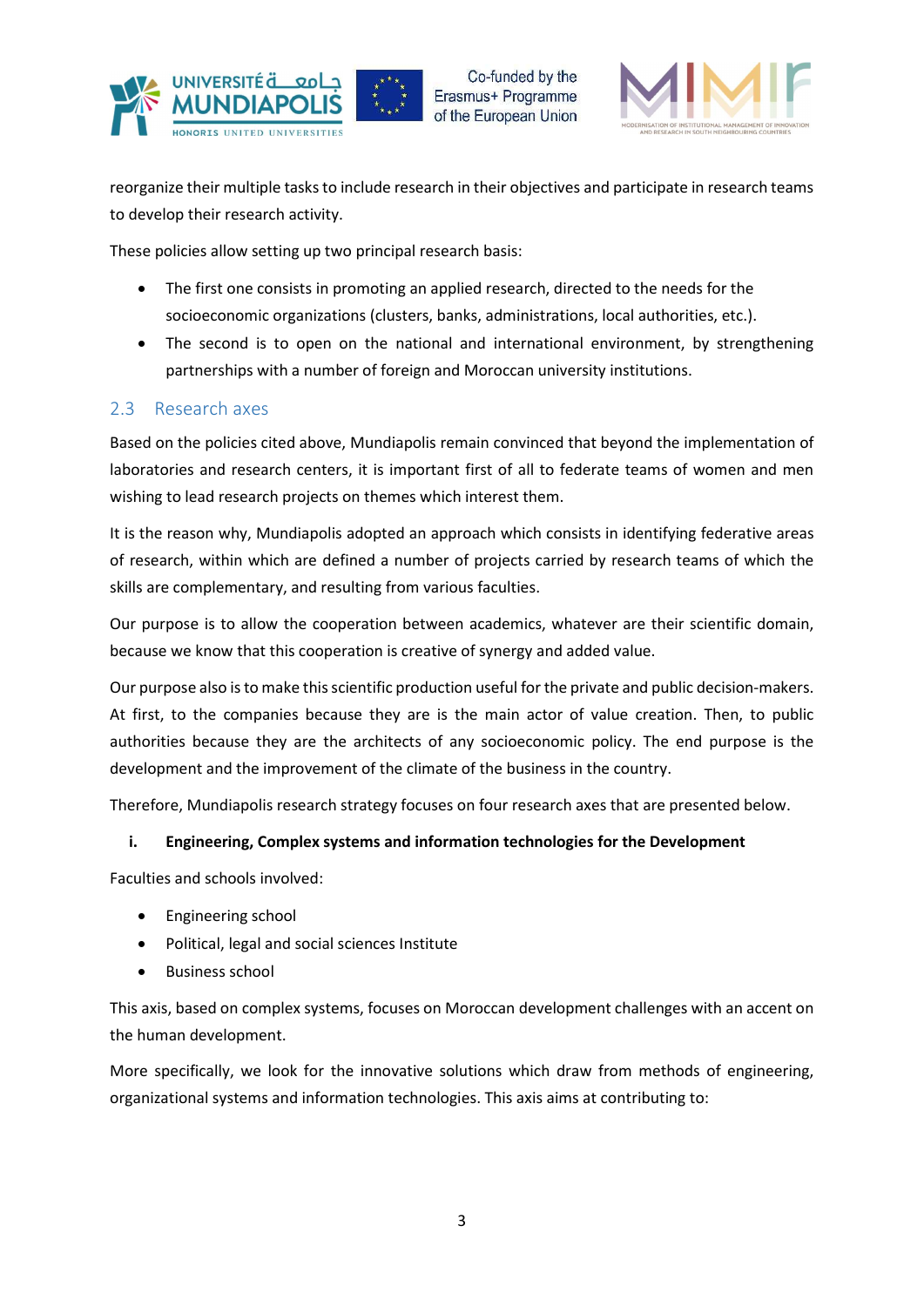reorganize their multiple tasks to include research in their objectives and participate in research teams to develop their research activity.

These policies allow setting up two principal research basis:

- The first one consists in promoting an applied research, directed to the needs for the socioeconomic organizations (clusters, banks, administrations, local authorities, etc.).
- The second is to open on the national and international environment, by strengthening partnerships with a number of foreign and Moroccan university institutions.

## 2.3 Research axes

Based on the policies cited above, Mundiapolis remain convinced that beyond the implementation of laboratories and research centers, it is important first of all to federate teams of women and men wishing to lead research projects on themes which interest them.

It is the reason why, Mundiapolis adopted an approach which consists in identifying federative areas of research, within which are defined a number of projects carried by research teams of which the skills are complementary, and resulting from various faculties.

Our purpose is to allow the cooperation between academics, whatever are their scientific domain, because we know that this cooperation is creative of synergy and added value.

Our purpose also is to make this scientific production useful for the private and public decision-makers. At first, to the companies because they are is the main actor of value creation. Then, to public authorities because they are the architects of any socioeconomic policy. The end purpose is the development and the improvement of the climate of the business in the country.

Therefore, Mundiapolis research strategy focuses on four research axes that are presented below.

**i. Engineering, Complex systems and information technologies for the Development**

Faculties and schools involved:

- Engineering school
- Political, legal and social sciences Institute
- Business school

This axis, based on complex systems, focuses on Moroccan development challenges with an accent on the human development.

More specifically, we look for the innovative solutions which draw from methods of engineering, organizational systems and information technologies. This axis aims at contributing to: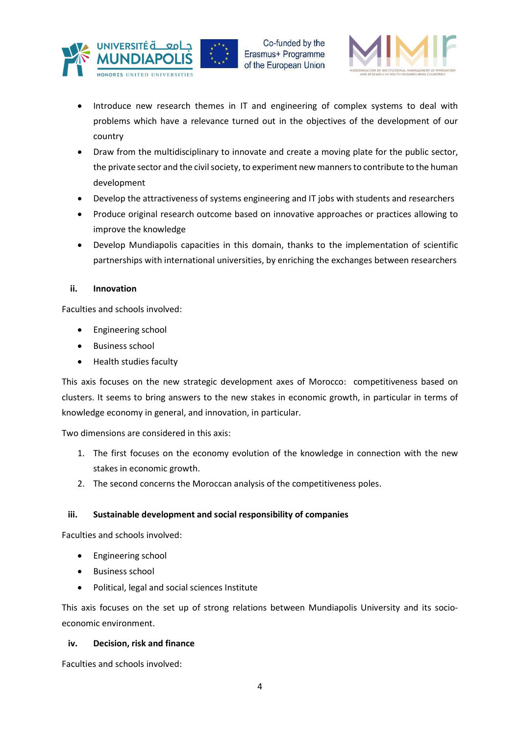- Introduce new research themes in IT and engineering of complex systems to deal with problems which have a relevance turned out in the objectives of the development of our country
- Draw from the multidisciplinary to innovate and create a moving plate for the public sector, the private sector and the civil society, to experiment new manners to contribute to the human development
- Develop the attractiveness of systems engineering and IT jobs with students and researchers
- Produce original research outcome based on innovative approaches or practices allowing to improve the knowledge
- Develop Mundiapolis capacities in this domain, thanks to the implementation of scientific partnerships with international universities, by enriching the exchanges between researchers

### ii. Innovation

Faculties and schools involved:

- Engineering school
- Business school
- Health studies faculty

This axis focuses on the new strategic development axes of Morocco: competitiveness based on clusters. It seems to bring answers to the new stakes in economic growth, in particular in terms of knowledge economy in general, and innovation, in particular.

Two dimensions are considered in this axis:

1. The first focuses on the economy evolution of the knowledge in connection with the new stakes in economic growth.
2. The second concerns the Moroccan analysis of the competitiveness poles.

### iii. Sustainable development and social responsibility of companies

Faculties and schools involved:

- Engineering school
- Business school
- Political, legal and social sciences Institute

This axis focuses on the set up of strong relations between Mundiapolis University and its socio-economic environment.

### iv. Decision, risk and finance

Faculties and schools involved: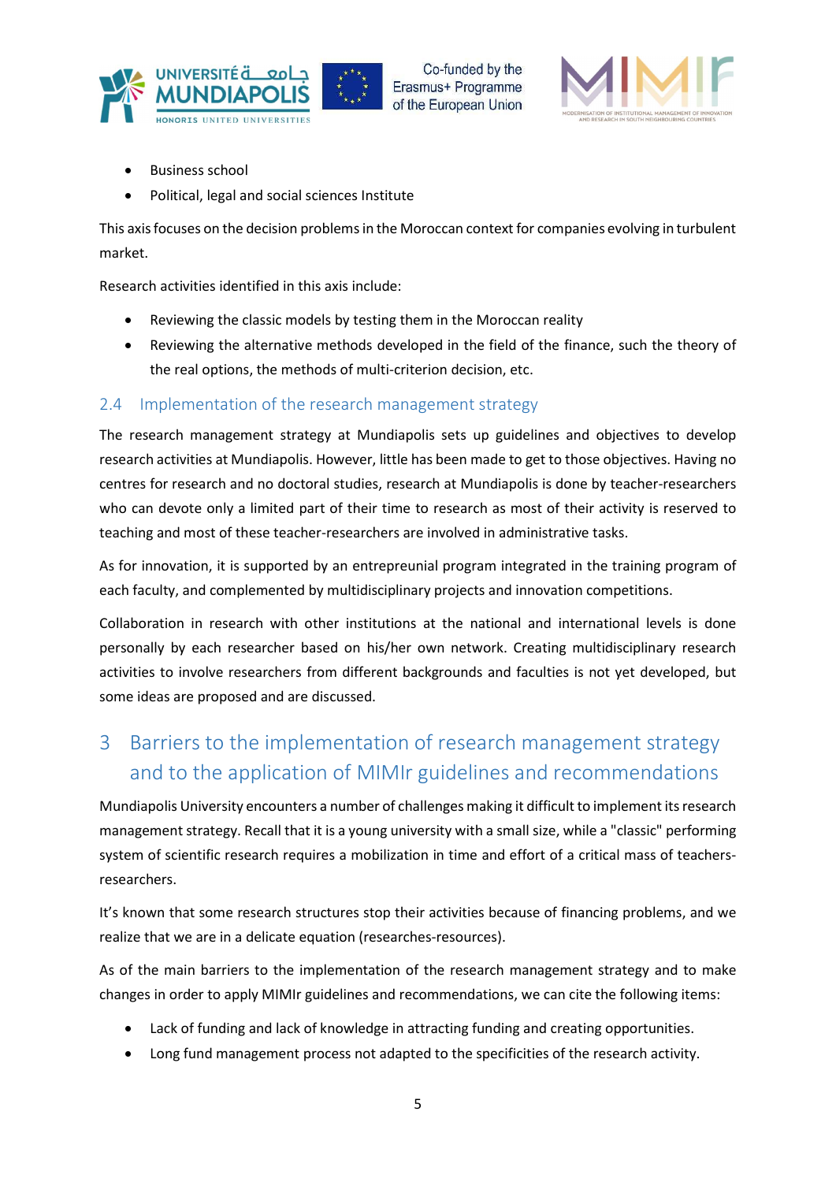- Business school
- Political, legal and social sciences Institute

This axis focuses on the decision problems in the Moroccan context for companies evolving in turbulent market.

Research activities identified in this axis include:

- Reviewing the classic models by testing them in the Moroccan reality
- Reviewing the alternative methods developed in the field of the finance, such the theory of the real options, the methods of multi-criterion decision, etc.

### 2.4 Implementation of the research management strategy

The research management strategy at Mundiapolis sets up guidelines and objectives to develop research activities at Mundiapolis. However, little has been made to get to those objectives. Having no centres for research and no doctoral studies, research at Mundiapolis is done by teacher-researchers who can devote only a limited part of their time to research as most of their activity is reserved to teaching and most of these teacher-researchers are involved in administrative tasks.

As for innovation, it is supported by an entrepreunial program integrated in the training program of each faculty, and complemented by multidisciplinary projects and innovation competitions.

Collaboration in research with other institutions at the national and international levels is done personally by each researcher based on his/her own network. Creating multidisciplinary research activities to involve researchers from different backgrounds and faculties is not yet developed, but some ideas are proposed and are discussed.

## 3 Barriers to the implementation of research management strategy and to the application of MIMIr guidelines and recommendations

Mundiapolis University encounters a number of challenges making it difficult to implement its research management strategy. Recall that it is a young university with a small size, while a "classic" performing system of scientific research requires a mobilization in time and effort of a critical mass of teachers-researchers.

It's known that some research structures stop their activities because of financing problems, and we realize that we are in a delicate equation (researches-resources).

As of the main barriers to the implementation of the research management strategy and to make changes in order to apply MIMIr guidelines and recommendations, we can cite the following items:

- Lack of funding and lack of knowledge in attracting funding and creating opportunities.
- Long fund management process not adapted to the specificities of the research activity.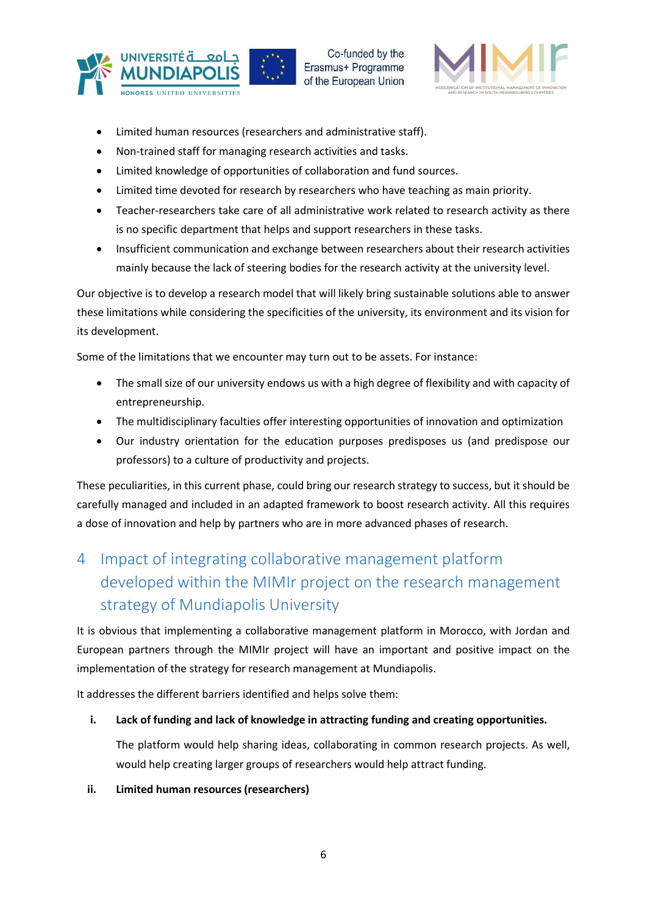- Limited human resources (researchers and administrative staff).
- Non-trained staff for managing research activities and tasks.
- Limited knowledge of opportunities of collaboration and fund sources.
- Limited time devoted for research by researchers who have teaching as main priority.
- Teacher-researchers take care of all administrative work related to research activity as there is no specific department that helps and support researchers in these tasks.
- Insufficient communication and exchange between researchers about their research activities mainly because the lack of steering bodies for the research activity at the university level.

Our objective is to develop a research model that will likely bring sustainable solutions able to answer these limitations while considering the specificities of the university, its environment and its vision for its development.

Some of the limitations that we encounter may turn out to be assets. For instance:

- The small size of our university endows us with a high degree of flexibility and with capacity of entrepreneurship.
- The multidisciplinary faculties offer interesting opportunities of innovation and optimization
- Our industry orientation for the education purposes predisposes us (and predispose our professors) to a culture of productivity and projects.

These peculiarities, in this current phase, could bring our research strategy to success, but it should be carefully managed and included in an adapted framework to boost research activity. All this requires a dose of innovation and help by partners who are in more advanced phases of research.

# 4 Impact of integrating collaborative management platform developed within the MIMIr project on the research management strategy of Mundiapolis University

It is obvious that implementing a collaborative management platform in Morocco, with Jordan and European partners through the MIMIr project will have an important and positive impact on the implementation of the strategy for research management at Mundiapolis.

It addresses the different barriers identified and helps solve them:

i. **Lack of funding and lack of knowledge in attracting funding and creating opportunities.**

   The platform would help sharing ideas, collaborating in common research projects. As well, would help creating larger groups of researchers would help attract funding.

ii. **Limited human resources (researchers)**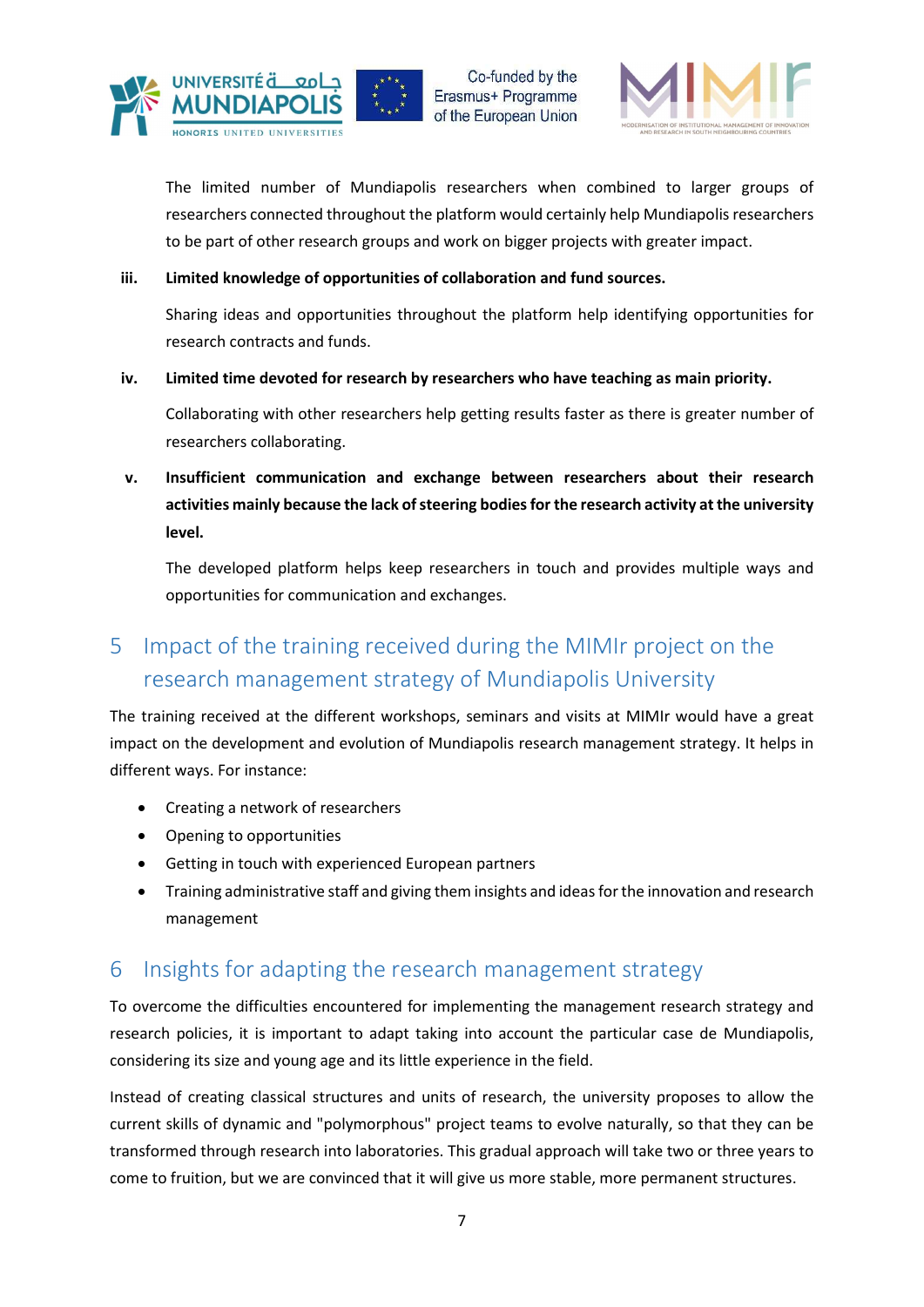The limited number of Mundiapolis researchers when combined to larger groups of researchers connected throughout the platform would certainly help Mundiapolis researchers to be part of other research groups and work on bigger projects with greater impact.

iii. **Limited knowledge of opportunities of collaboration and fund sources.**

Sharing ideas and opportunities throughout the platform help identifying opportunities for research contracts and funds.

iv. **Limited time devoted for research by researchers who have teaching as main priority.**

Collaborating with other researchers help getting results faster as there is greater number of researchers collaborating.

v. **Insufficient communication and exchange between researchers about their research activities mainly because the lack of steering bodies for the research activity at the university level.**

The developed platform helps keep researchers in touch and provides multiple ways and opportunities for communication and exchanges.

# 5 Impact of the training received during the MIMIr project on the research management strategy of Mundiapolis University

The training received at the different workshops, seminars and visits at MIMIr would have a great impact on the development and evolution of Mundiapolis research management strategy. It helps in different ways. For instance:

- Creating a network of researchers
- Opening to opportunities
- Getting in touch with experienced European partners
- Training administrative staff and giving them insights and ideas for the innovation and research management

# 6 Insights for adapting the research management strategy

To overcome the difficulties encountered for implementing the management research strategy and research policies, it is important to adapt taking into account the particular case de Mundiapolis, considering its size and young age and its little experience in the field.

Instead of creating classical structures and units of research, the university proposes to allow the current skills of dynamic and "polymorphous" project teams to evolve naturally, so that they can be transformed through research into laboratories. This gradual approach will take two or three years to come to fruition, but we are convinced that it will give us more stable, more permanent structures.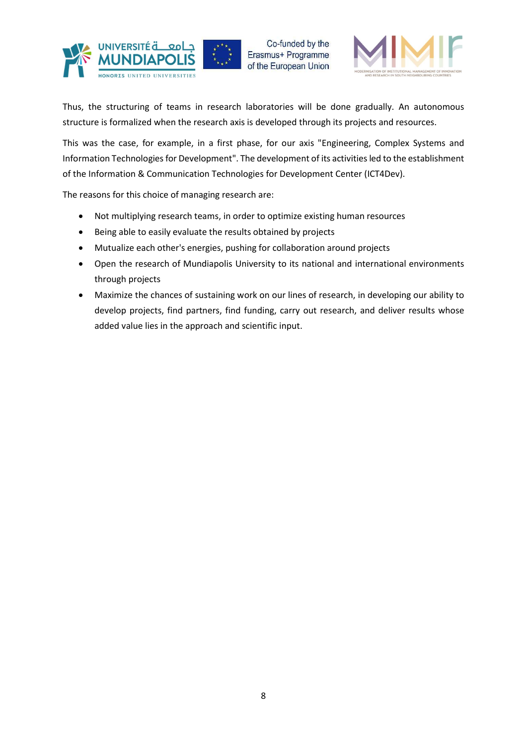Thus, the structuring of teams in research laboratories will be done gradually. An autonomous structure is formalized when the research axis is developed through its projects and resources.

This was the case, for example, in a first phase, for our axis "Engineering, Complex Systems and Information Technologies for Development". The development of its activities led to the establishment of the Information & Communication Technologies for Development Center (ICT4Dev).

The reasons for this choice of managing research are:

- Not multiplying research teams, in order to optimize existing human resources
- Being able to easily evaluate the results obtained by projects
- Mutualize each other's energies, pushing for collaboration around projects
- Open the research of Mundiapolis University to its national and international environments through projects
- Maximize the chances of sustaining work on our lines of research, in developing our ability to develop projects, find partners, find funding, carry out research, and deliver results whose added value lies in the approach and scientific input.